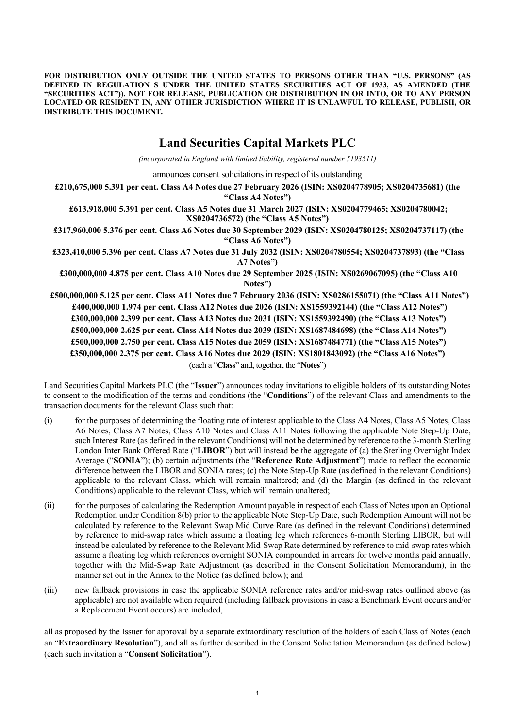**FOR DISTRIBUTION ONLY OUTSIDE THE UNITED STATES TO PERSONS OTHER THAN "U.S. PERSONS" (AS DEFINED IN REGULATION S UNDER THE UNITED STATES SECURITIES ACT OF 1933, AS AMENDED (THE "SECURITIES ACT")). NOT FOR RELEASE, PUBLICATION OR DISTRIBUTION IN OR INTO, OR TO ANY PERSON LOCATED OR RESIDENT IN, ANY OTHER JURISDICTION WHERE IT IS UNLAWFUL TO RELEASE, PUBLISH, OR DISTRIBUTE THIS DOCUMENT.**

# Land Securities Capital Markets PLC

*(incorporated in England with limited liability, registered number 5193511)*

announces consent solicitations in respect of its outstanding

**£210,675,000 5.391 per cent. Class A4 Notes due 27 February 2026 (ISIN: XS0204778905; XS0204735681) (the "Class A4 Notes")**

**£613,918,000 5.391 per cent. Class A5 Notes due 31 March 2027 (ISIN: XS0204779465; XS0204780042; XS0204736572) (the "Class A5 Notes")**

**£317,960,000 5.376 per cent. Class A6 Notes due 30 September 2029 (ISIN: XS0204780125; XS0204737117) (the "Class A6 Notes")**

**£323,410,000 5.396 per cent. Class A7 Notes due 31 July 2032 (ISIN: XS0204780554; XS0204737893) (the "Class A7 Notes")**

**£300,000,000 4.875 per cent. Class A10 Notes due 29 September 2025 (ISIN: XS0269067095) (the "Class A10 Notes")**

**£500,000,000 5.125 per cent. Class A11 Notes due 7 February 2036 (ISIN: XS0286155071) (the "Class A11 Notes")**

**£400,000,000 1.974 per cent. Class A12 Notes due 2026 (ISIN: XS1559392144) (the "Class A12 Notes")**

**£300,000,000 2.399 per cent. Class A13 Notes due 2031 (ISIN: XS1559392490) (the "Class A13 Notes")**

**£500,000,000 2.625 per cent. Class A14 Notes due 2039 (ISIN: XS1687484698) (the "Class A14 Notes")**

**£500,000,000 2.750 per cent. Class A15 Notes due 2059 (ISIN: XS1687484771) (the "Class A15 Notes")**

**£350,000,000 2.375 per cent. Class A16 Notes due 2029 (ISIN: XS1801843092) (the "Class A16 Notes")**

(each a "**Class**" and, together, the "**Notes**")

Land Securities Capital Markets PLC (the "**Issuer**") announces today invitations to eligible holders of its outstanding Notes to consent to the modification of the terms and conditions (the "**Conditions**") of the relevant Class and amendments to the transaction documents for the relevant Class such that:

(i) for the purposes of determining the floating rate of interest applicable to the Class A4 Notes, Class A5 Notes, Class A6 Notes, Class A7 Notes, Class A10 Notes and Class A11 Notes following the applicable Note Step-Up Date, such Interest Rate (as defined in the relevant Conditions) will not be determined by reference to the 3-month Sterling London Inter Bank Offered Rate ("**LIBOR**") but will instead be the aggregate of (a) the Sterling Overnight Index Average ("**SONIA**"); (b) certain adjustments (the "**Reference Rate Adjustment**") made to reflect the economic difference between the LIBOR and SONIA rates; (c) the Note Step-Up Rate (as defined in the relevant Conditions) applicable to the relevant Class, which will remain unaltered; and (d) the Margin (as defined in the relevant Conditions) applicable to the relevant Class, which will remain unaltered;

(ii) for the purposes of calculating the Redemption Amount payable in respect of each Class of Notes upon an Optional Redemption under Condition 8(b) prior to the applicable Note Step-Up Date, such Redemption Amount will not be calculated by reference to the Relevant Swap Mid Curve Rate (as defined in the relevant Conditions) determined by reference to mid-swap rates which assume a floating leg which references 6-month Sterling LIBOR, but will instead be calculated by reference to the Relevant Mid-Swap Rate determined by reference to mid-swap rates which assume a floating leg which references overnight SONIA compounded in arrears for twelve months paid annually, together with the Mid-Swap Rate Adjustment (as described in the Consent Solicitation Memorandum), in the manner set out in the Annex to the Notice (as defined below); and

(iii) new fallback provisions in case the applicable SONIA reference rates and/or mid-swap rates outlined above (as applicable) are not available when required (including fallback provisions in case a Benchmark Event occurs and/or a Replacement Event occurs) are included,

all as proposed by the Issuer for approval by a separate extraordinary resolution of the holders of each Class of Notes (each an "**Extraordinary Resolution**"), and all as further described in the Consent Solicitation Memorandum (as defined below) (each such invitation a "**Consent Solicitation**").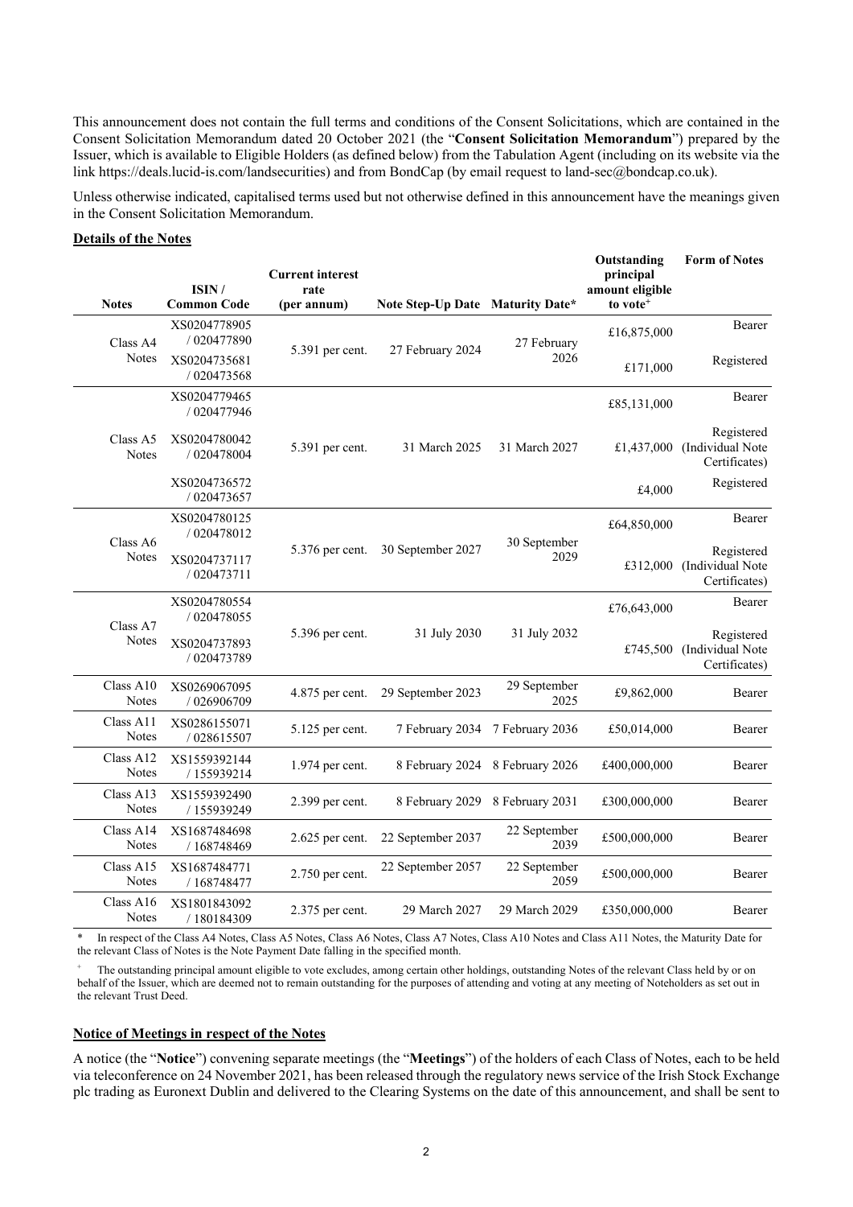This announcement does not contain the full terms and conditions of the Consent Solicitations, which are contained in the Consent Solicitation Memorandum dated 20 October 2021 (the "**Consent Solicitation Memorandum**") prepared by the Issuer, which is available to Eligible Holders (as defined below) from the Tabulation Agent (including on its website via the link https://deals.lucid-is.com/landsecurities) and from BondCap (by email request to land-sec@bondcap.co.uk).

Unless otherwise indicated, capitalised terms used but not otherwise defined in this announcement have the meanings given in the Consent Solicitation Memorandum.

**Details of the Notes**

| Notes | ISIN / Common Code | Current interest rate (per annum) | Note Step-Up Date | Maturity Date* | Outstanding principal amount eligible to vote+ | Form of Notes |
|---|---|---|---|---|---|---|
| Class A4 Notes | XS0204778905 / 020477890 | 5.391 per cent. | 27 February 2024 | 27 February 2026 | £16,875,000 | Bearer |
| | XS0204735681 / 020473568 | | | | £171,000 | Registered |
| Class A5 Notes | XS0204779465 / 020477946 | 5.391 per cent. | 31 March 2025 | 31 March 2027 | £85,131,000 | Bearer |
| | XS0204780042 / 020478004 | | | | £1,437,000 | Registered (Individual Note Certificates) |
| | XS0204736572 / 020473657 | | | | £4,000 | Registered |
| Class A6 Notes | XS0204780125 / 020478012 | 5.376 per cent. | 30 September 2027 | 30 September 2029 | £64,850,000 | Bearer |
| | XS0204737117 / 020473711 | | | | £312,000 | Registered (Individual Note Certificates) |
| Class A7 Notes | XS0204780554 / 020478055 | 5.396 per cent. | 31 July 2030 | 31 July 2032 | £76,643,000 | Bearer |
| | XS0204737893 / 020473789 | | | | £745,500 | Registered (Individual Note Certificates) |
| Class A10 Notes | XS0269067095 / 026906709 | 4.875 per cent. | 29 September 2023 | 29 September 2025 | £9,862,000 | Bearer |
| Class A11 Notes | XS0286155071 / 028615507 | 5.125 per cent. | 7 February 2034 | 7 February 2036 | £50,014,000 | Bearer |
| Class A12 Notes | XS1559392144 / 155939214 | 1.974 per cent. | 8 February 2024 | 8 February 2026 | £400,000,000 | Bearer |
| Class A13 Notes | XS1559392490 / 155939249 | 2.399 per cent. | 8 February 2029 | 8 February 2031 | £300,000,000 | Bearer |
| Class A14 Notes | XS1687484698 / 168748469 | 2.625 per cent. | 22 September 2037 | 22 September 2039 | £500,000,000 | Bearer |
| Class A15 Notes | XS1687484771 / 168748477 | 2.750 per cent. | 22 September 2057 | 22 September 2059 | £500,000,000 | Bearer |
| Class A16 Notes | XS1801843092 / 180184309 | 2.375 per cent. | 29 March 2027 | 29 March 2029 | £350,000,000 | Bearer |

\* In respect of the Class A4 Notes, Class A5 Notes, Class A6 Notes, Class A7 Notes, Class A10 Notes and Class A11 Notes, the Maturity Date for the relevant Class of Notes is the Note Payment Date falling in the specified month.

+ The outstanding principal amount eligible to vote excludes, among certain other holdings, outstanding Notes of the relevant Class held by or on behalf of the Issuer, which are deemed not to remain outstanding for the purposes of attending and voting at any meeting of Noteholders as set out in the relevant Trust Deed.

**Notice of Meetings in respect of the Notes**

A notice (the "**Notice**") convening separate meetings (the "**Meetings**") of the holders of each Class of Notes, each to be held via teleconference on 24 November 2021, has been released through the regulatory news service of the Irish Stock Exchange plc trading as Euronext Dublin and delivered to the Clearing Systems on the date of this announcement, and shall be sent to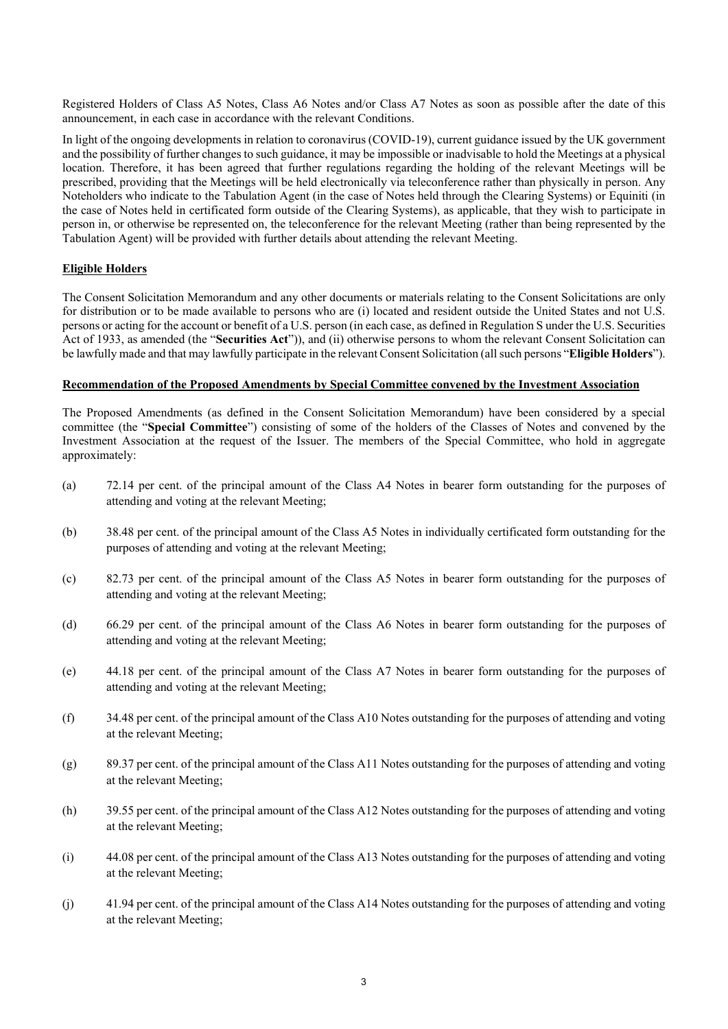Registered Holders of Class A5 Notes, Class A6 Notes and/or Class A7 Notes as soon as possible after the date of this announcement, in each case in accordance with the relevant Conditions.

In light of the ongoing developments in relation to coronavirus (COVID-19), current guidance issued by the UK government and the possibility of further changes to such guidance, it may be impossible or inadvisable to hold the Meetings at a physical location. Therefore, it has been agreed that further regulations regarding the holding of the relevant Meetings will be prescribed, providing that the Meetings will be held electronically via teleconference rather than physically in person. Any Noteholders who indicate to the Tabulation Agent (in the case of Notes held through the Clearing Systems) or Equiniti (in the case of Notes held in certificated form outside of the Clearing Systems), as applicable, that they wish to participate in person in, or otherwise be represented on, the teleconference for the relevant Meeting (rather than being represented by the Tabulation Agent) will be provided with further details about attending the relevant Meeting.

**Eligible Holders**

The Consent Solicitation Memorandum and any other documents or materials relating to the Consent Solicitations are only for distribution or to be made available to persons who are (i) located and resident outside the United States and not U.S. persons or acting for the account or benefit of a U.S. person (in each case, as defined in Regulation S under the U.S. Securities Act of 1933, as amended (the "**Securities Act**")), and (ii) otherwise persons to whom the relevant Consent Solicitation can be lawfully made and that may lawfully participate in the relevant Consent Solicitation (all such persons "**Eligible Holders**").

**Recommendation of the Proposed Amendments by Special Committee convened by the Investment Association**

The Proposed Amendments (as defined in the Consent Solicitation Memorandum) have been considered by a special committee (the "**Special Committee**") consisting of some of the holders of the Classes of Notes and convened by the Investment Association at the request of the Issuer. The members of the Special Committee, who hold in aggregate approximately:

(a) 72.14 per cent. of the principal amount of the Class A4 Notes in bearer form outstanding for the purposes of attending and voting at the relevant Meeting;

(b) 38.48 per cent. of the principal amount of the Class A5 Notes in individually certificated form outstanding for the purposes of attending and voting at the relevant Meeting;

(c) 82.73 per cent. of the principal amount of the Class A5 Notes in bearer form outstanding for the purposes of attending and voting at the relevant Meeting;

(d) 66.29 per cent. of the principal amount of the Class A6 Notes in bearer form outstanding for the purposes of attending and voting at the relevant Meeting;

(e) 44.18 per cent. of the principal amount of the Class A7 Notes in bearer form outstanding for the purposes of attending and voting at the relevant Meeting;

(f) 34.48 per cent. of the principal amount of the Class A10 Notes outstanding for the purposes of attending and voting at the relevant Meeting;

(g) 89.37 per cent. of the principal amount of the Class A11 Notes outstanding for the purposes of attending and voting at the relevant Meeting;

(h) 39.55 per cent. of the principal amount of the Class A12 Notes outstanding for the purposes of attending and voting at the relevant Meeting;

(i) 44.08 per cent. of the principal amount of the Class A13 Notes outstanding for the purposes of attending and voting at the relevant Meeting;

(j) 41.94 per cent. of the principal amount of the Class A14 Notes outstanding for the purposes of attending and voting at the relevant Meeting;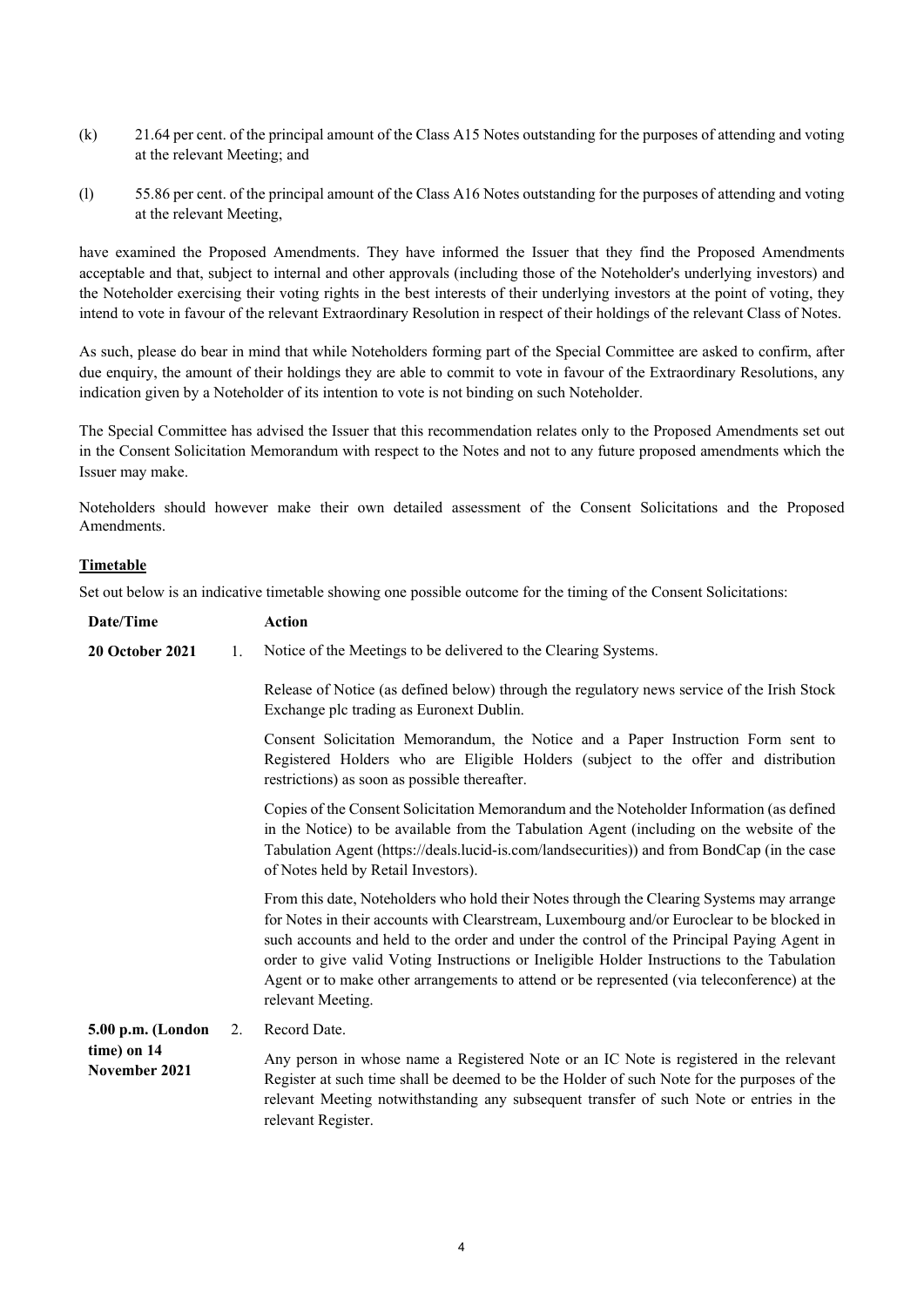(k) 21.64 per cent. of the principal amount of the Class A15 Notes outstanding for the purposes of attending and voting at the relevant Meeting; and

(l) 55.86 per cent. of the principal amount of the Class A16 Notes outstanding for the purposes of attending and voting at the relevant Meeting,

have examined the Proposed Amendments. They have informed the Issuer that they find the Proposed Amendments acceptable and that, subject to internal and other approvals (including those of the Noteholder's underlying investors) and the Noteholder exercising their voting rights in the best interests of their underlying investors at the point of voting, they intend to vote in favour of the relevant Extraordinary Resolution in respect of their holdings of the relevant Class of Notes.

As such, please do bear in mind that while Noteholders forming part of the Special Committee are asked to confirm, after due enquiry, the amount of their holdings they are able to commit to vote in favour of the Extraordinary Resolutions, any indication given by a Noteholder of its intention to vote is not binding on such Noteholder.

The Special Committee has advised the Issuer that this recommendation relates only to the Proposed Amendments set out in the Consent Solicitation Memorandum with respect to the Notes and not to any future proposed amendments which the Issuer may make.

Noteholders should however make their own detailed assessment of the Consent Solicitations and the Proposed Amendments.

**Timetable**

Set out below is an indicative timetable showing one possible outcome for the timing of the Consent Solicitations:

| Date/Time | | Action |
|---|---|---|
| **20 October 2021** | 1. | Notice of the Meetings to be delivered to the Clearing Systems.<br><br>Release of Notice (as defined below) through the regulatory news service of the Irish Stock Exchange plc trading as Euronext Dublin.<br><br>Consent Solicitation Memorandum, the Notice and a Paper Instruction Form sent to Registered Holders who are Eligible Holders (subject to the offer and distribution restrictions) as soon as possible thereafter.<br><br>Copies of the Consent Solicitation Memorandum and the Noteholder Information (as defined in the Notice) to be available from the Tabulation Agent (including on the website of the Tabulation Agent (https://deals.lucid-is.com/landsecurities)) and from BondCap (in the case of Notes held by Retail Investors).<br><br>From this date, Noteholders who hold their Notes through the Clearing Systems may arrange for Notes in their accounts with Clearstream, Luxembourg and/or Euroclear to be blocked in such accounts and held to the order and under the control of the Principal Paying Agent in order to give valid Voting Instructions or Ineligible Holder Instructions to the Tabulation Agent or to make other arrangements to attend or be represented (via teleconference) at the relevant Meeting. |
| **5.00 p.m. (London time) on 14 November 2021** | 2. | Record Date.<br><br>Any person in whose name a Registered Note or an IC Note is registered in the relevant Register at such time shall be deemed to be the Holder of such Note for the purposes of the relevant Meeting notwithstanding any subsequent transfer of such Note or entries in the relevant Register. |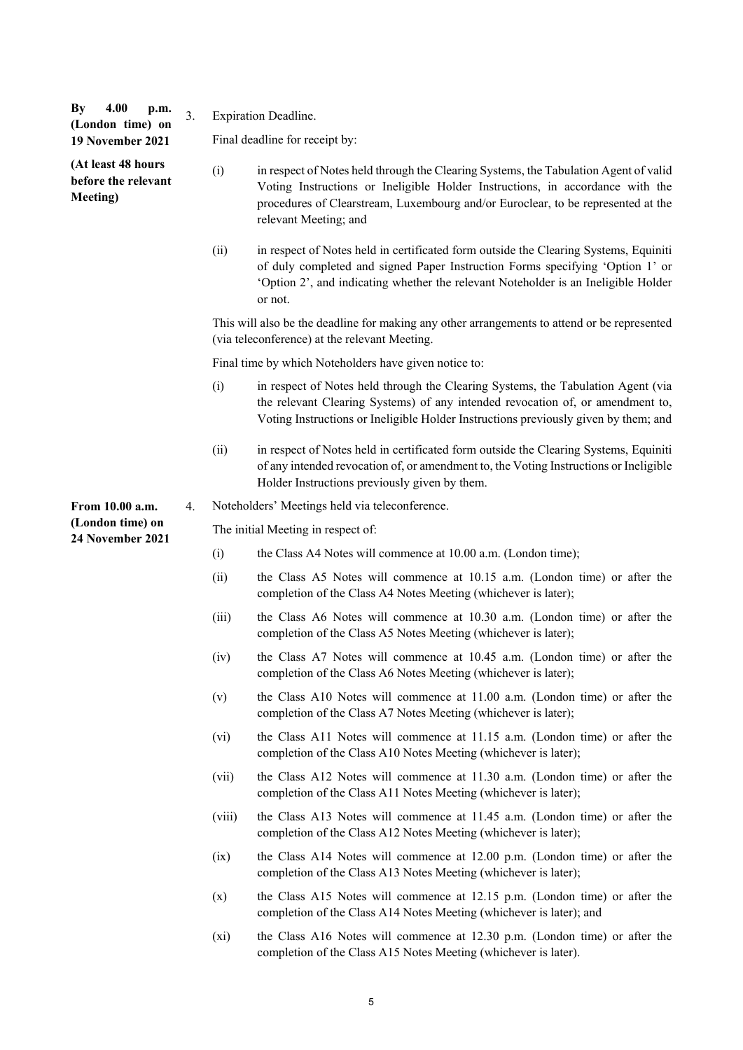**By 4.00 p.m. (London time) on 19 November 2021**

**(At least 48 hours before the relevant Meeting)**

3. Expiration Deadline.

Final deadline for receipt by:

(i) in respect of Notes held through the Clearing Systems, the Tabulation Agent of valid Voting Instructions or Ineligible Holder Instructions, in accordance with the procedures of Clearstream, Luxembourg and/or Euroclear, to be represented at the relevant Meeting; and

(ii) in respect of Notes held in certificated form outside the Clearing Systems, Equiniti of duly completed and signed Paper Instruction Forms specifying 'Option 1' or 'Option 2', and indicating whether the relevant Noteholder is an Ineligible Holder or not.

This will also be the deadline for making any other arrangements to attend or be represented (via teleconference) at the relevant Meeting.

Final time by which Noteholders have given notice to:

(i) in respect of Notes held through the Clearing Systems, the Tabulation Agent (via the relevant Clearing Systems) of any intended revocation of, or amendment to, Voting Instructions or Ineligible Holder Instructions previously given by them; and

(ii) in respect of Notes held in certificated form outside the Clearing Systems, Equiniti of any intended revocation of, or amendment to, the Voting Instructions or Ineligible Holder Instructions previously given by them.

**From 10.00 a.m. (London time) on 24 November 2021**

4. Noteholders' Meetings held via teleconference.

The initial Meeting in respect of:

(i) the Class A4 Notes will commence at 10.00 a.m. (London time);

(ii) the Class A5 Notes will commence at 10.15 a.m. (London time) or after the completion of the Class A4 Notes Meeting (whichever is later);

(iii) the Class A6 Notes will commence at 10.30 a.m. (London time) or after the completion of the Class A5 Notes Meeting (whichever is later);

(iv) the Class A7 Notes will commence at 10.45 a.m. (London time) or after the completion of the Class A6 Notes Meeting (whichever is later);

(v) the Class A10 Notes will commence at 11.00 a.m. (London time) or after the completion of the Class A7 Notes Meeting (whichever is later);

(vi) the Class A11 Notes will commence at 11.15 a.m. (London time) or after the completion of the Class A10 Notes Meeting (whichever is later);

(vii) the Class A12 Notes will commence at 11.30 a.m. (London time) or after the completion of the Class A11 Notes Meeting (whichever is later);

(viii) the Class A13 Notes will commence at 11.45 a.m. (London time) or after the completion of the Class A12 Notes Meeting (whichever is later);

(ix) the Class A14 Notes will commence at 12.00 p.m. (London time) or after the completion of the Class A13 Notes Meeting (whichever is later);

(x) the Class A15 Notes will commence at 12.15 p.m. (London time) or after the completion of the Class A14 Notes Meeting (whichever is later); and

(xi) the Class A16 Notes will commence at 12.30 p.m. (London time) or after the completion of the Class A15 Notes Meeting (whichever is later).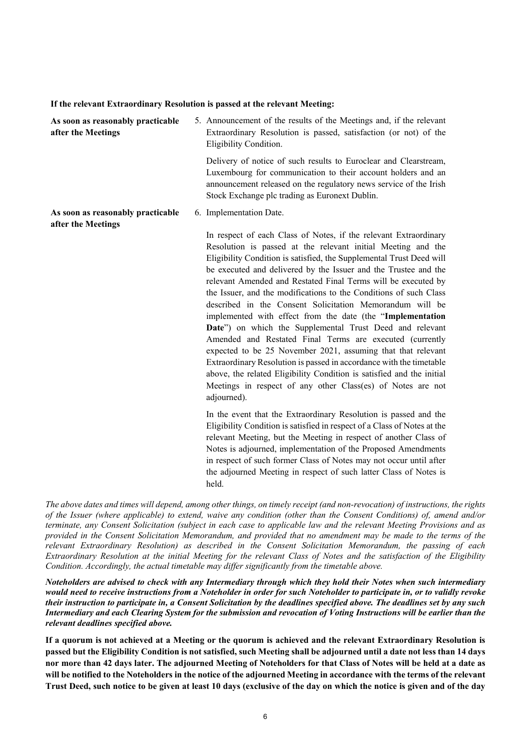**If the relevant Extraordinary Resolution is passed at the relevant Meeting:**

| | |
|---|---|
| **As soon as reasonably practicable after the Meetings** | 5. Announcement of the results of the Meetings and, if the relevant Extraordinary Resolution is passed, satisfaction (or not) of the Eligibility Condition.<br><br>Delivery of notice of such results to Euroclear and Clearstream, Luxembourg for communication to their account holders and an announcement released on the regulatory news service of the Irish Stock Exchange plc trading as Euronext Dublin. |
| **As soon as reasonably practicable after the Meetings** | 6. Implementation Date.<br><br>In respect of each Class of Notes, if the relevant Extraordinary Resolution is passed at the relevant initial Meeting and the Eligibility Condition is satisfied, the Supplemental Trust Deed will be executed and delivered by the Issuer and the Trustee and the relevant Amended and Restated Final Terms will be executed by the Issuer, and the modifications to the Conditions of such Class described in the Consent Solicitation Memorandum will be implemented with effect from the date (the "**Implementation Date**") on which the Supplemental Trust Deed and relevant Amended and Restated Final Terms are executed (currently expected to be 25 November 2021, assuming that that relevant Extraordinary Resolution is passed in accordance with the timetable above, the related Eligibility Condition is satisfied and the initial Meetings in respect of any other Class(es) of Notes are not adjourned).<br><br>In the event that the Extraordinary Resolution is passed and the Eligibility Condition is satisfied in respect of a Class of Notes at the relevant Meeting, but the Meeting in respect of another Class of Notes is adjourned, implementation of the Proposed Amendments in respect of such former Class of Notes may not occur until after the adjourned Meeting in respect of such latter Class of Notes is held. |

*The above dates and times will depend, among other things, on timely receipt (and non-revocation) of instructions, the rights of the Issuer (where applicable) to extend, waive any condition (other than the Consent Conditions) of, amend and/or terminate, any Consent Solicitation (subject in each case to applicable law and the relevant Meeting Provisions and as provided in the Consent Solicitation Memorandum, and provided that no amendment may be made to the terms of the relevant Extraordinary Resolution) as described in the Consent Solicitation Memorandum, the passing of each Extraordinary Resolution at the initial Meeting for the relevant Class of Notes and the satisfaction of the Eligibility Condition. Accordingly, the actual timetable may differ significantly from the timetable above.*

***Noteholders are advised to check with any Intermediary through which they hold their Notes when such intermediary would need to receive instructions from a Noteholder in order for such Noteholder to participate in, or to validly revoke their instruction to participate in, a Consent Solicitation by the deadlines specified above. The deadlines set by any such Intermediary and each Clearing System for the submission and revocation of Voting Instructions will be earlier than the relevant deadlines specified above.***

**If a quorum is not achieved at a Meeting or the quorum is achieved and the relevant Extraordinary Resolution is passed but the Eligibility Condition is not satisfied, such Meeting shall be adjourned until a date not less than 14 days nor more than 42 days later. The adjourned Meeting of Noteholders for that Class of Notes will be held at a date as will be notified to the Noteholders in the notice of the adjourned Meeting in accordance with the terms of the relevant Trust Deed, such notice to be given at least 10 days (exclusive of the day on which the notice is given and of the day**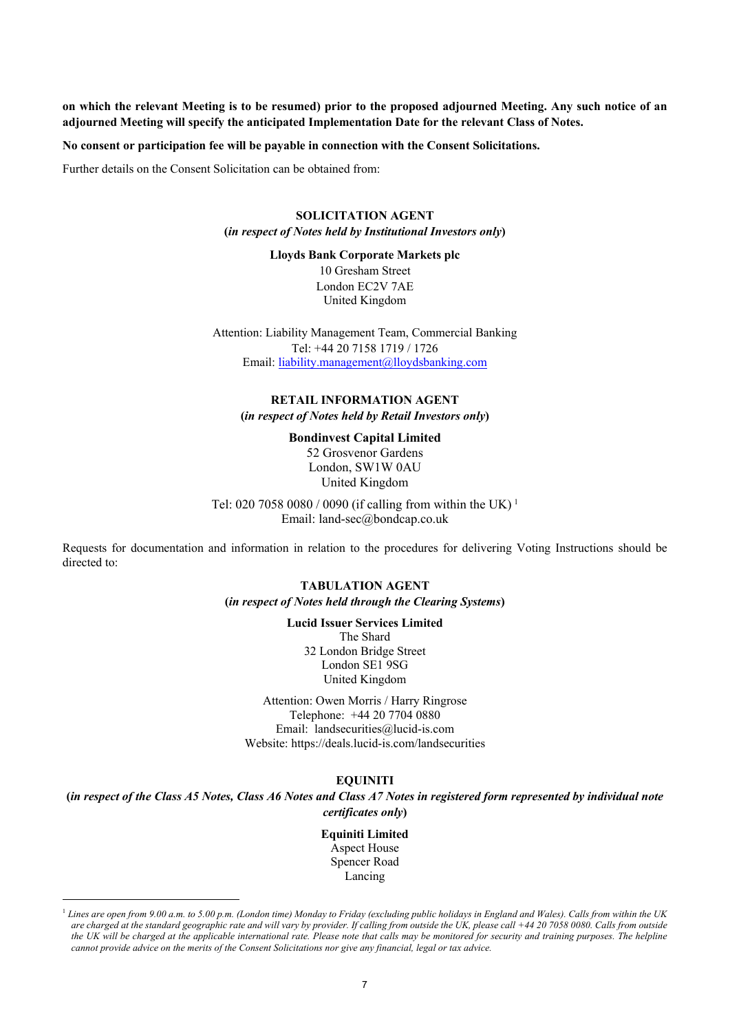**on which the relevant Meeting is to be resumed) prior to the proposed adjourned Meeting. Any such notice of an adjourned Meeting will specify the anticipated Implementation Date for the relevant Class of Notes.**

**No consent or participation fee will be payable in connection with the Consent Solicitations.**

Further details on the Consent Solicitation can be obtained from:

**SOLICITATION AGENT**
**(*in respect of Notes held by Institutional Investors only*)**

**Lloyds Bank Corporate Markets plc**
10 Gresham Street
London EC2V 7AE
United Kingdom

Attention: Liability Management Team, Commercial Banking
Tel: +44 20 7158 1719 / 1726
Email: liability.management@lloydsbanking.com

**RETAIL INFORMATION AGENT**
**(*in respect of Notes held by Retail Investors only*)**

**Bondinvest Capital Limited**
52 Grosvenor Gardens
London, SW1W 0AU
United Kingdom

Tel: 020 7058 0080 / 0090 (if calling from within the UK) [1]
Email: land-sec@bondcap.co.uk

Requests for documentation and information in relation to the procedures for delivering Voting Instructions should be directed to:

**TABULATION AGENT**
**(*in respect of Notes held through the Clearing Systems*)**

**Lucid Issuer Services Limited**
The Shard
32 London Bridge Street
London SE1 9SG
United Kingdom

Attention: Owen Morris / Harry Ringrose
Telephone: +44 20 7704 0880
Email: landsecurities@lucid-is.com
Website: https://deals.lucid-is.com/landsecurities

**EQUINITI**
**(*in respect of the Class A5 Notes, Class A6 Notes and Class A7 Notes in registered form represented by individual note certificates only*)**

**Equiniti Limited**
Aspect House
Spencer Road
Lancing

[1] *Lines are open from 9.00 a.m. to 5.00 p.m. (London time) Monday to Friday (excluding public holidays in England and Wales). Calls from within the UK are charged at the standard geographic rate and will vary by provider. If calling from outside the UK, please call +44 20 7058 0080. Calls from outside the UK will be charged at the applicable international rate. Please note that calls may be monitored for security and training purposes. The helpline cannot provide advice on the merits of the Consent Solicitations nor give any financial, legal or tax advice.*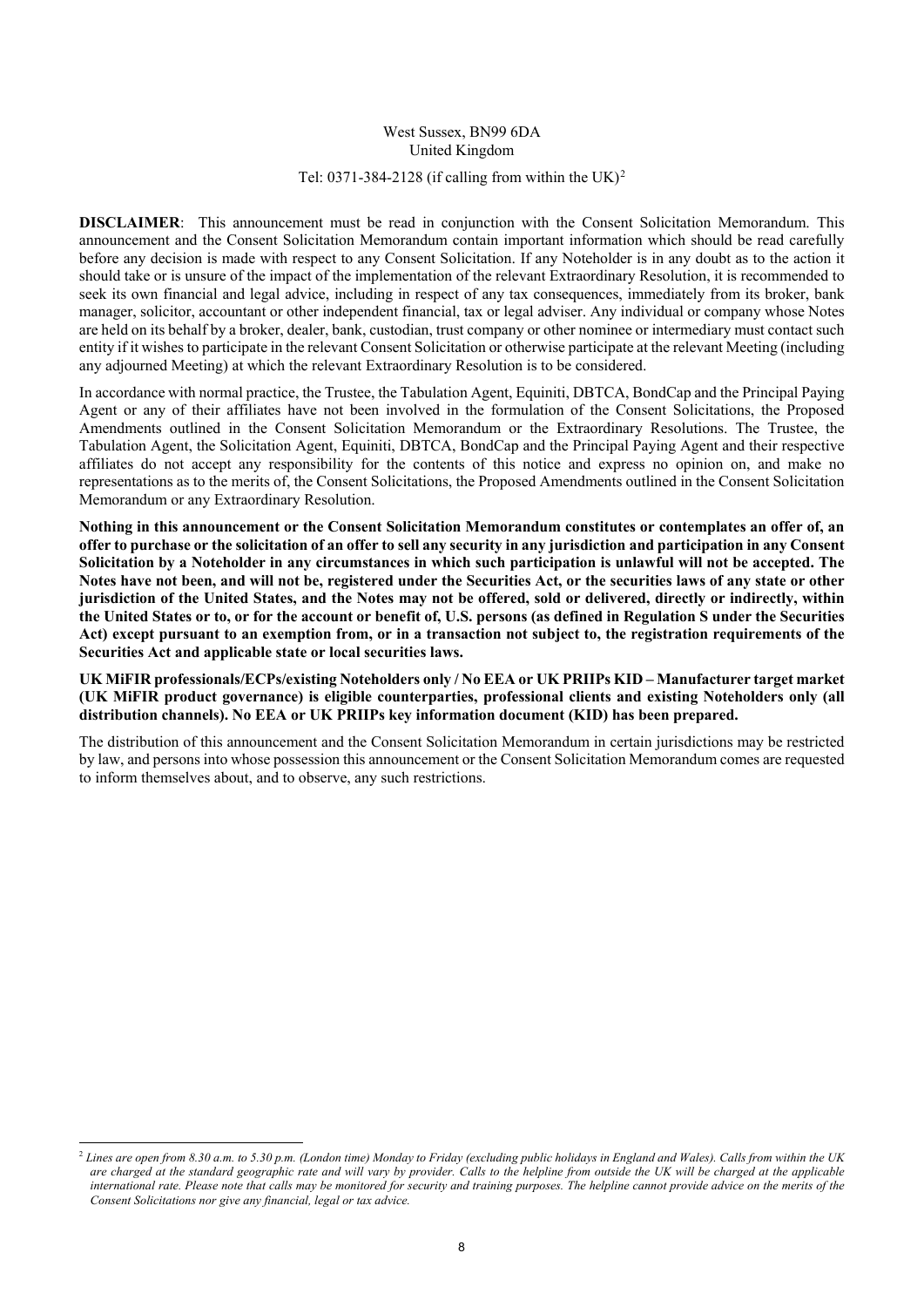West Sussex, BN99 6DA
United Kingdom

Tel: 0371-384-2128 (if calling from within the UK)[2]

**DISCLAIMER**: This announcement must be read in conjunction with the Consent Solicitation Memorandum. This announcement and the Consent Solicitation Memorandum contain important information which should be read carefully before any decision is made with respect to any Consent Solicitation. If any Noteholder is in any doubt as to the action it should take or is unsure of the impact of the implementation of the relevant Extraordinary Resolution, it is recommended to seek its own financial and legal advice, including in respect of any tax consequences, immediately from its broker, bank manager, solicitor, accountant or other independent financial, tax or legal adviser. Any individual or company whose Notes are held on its behalf by a broker, dealer, bank, custodian, trust company or other nominee or intermediary must contact such entity if it wishes to participate in the relevant Consent Solicitation or otherwise participate at the relevant Meeting (including any adjourned Meeting) at which the relevant Extraordinary Resolution is to be considered.

In accordance with normal practice, the Trustee, the Tabulation Agent, Equiniti, DBTCA, BondCap and the Principal Paying Agent or any of their affiliates have not been involved in the formulation of the Consent Solicitations, the Proposed Amendments outlined in the Consent Solicitation Memorandum or the Extraordinary Resolutions. The Trustee, the Tabulation Agent, the Solicitation Agent, Equiniti, DBTCA, BondCap and the Principal Paying Agent and their respective affiliates do not accept any responsibility for the contents of this notice and express no opinion on, and make no representations as to the merits of, the Consent Solicitations, the Proposed Amendments outlined in the Consent Solicitation Memorandum or any Extraordinary Resolution.

**Nothing in this announcement or the Consent Solicitation Memorandum constitutes or contemplates an offer of, an offer to purchase or the solicitation of an offer to sell any security in any jurisdiction and participation in any Consent Solicitation by a Noteholder in any circumstances in which such participation is unlawful will not be accepted. The Notes have not been, and will not be, registered under the Securities Act, or the securities laws of any state or other jurisdiction of the United States, and the Notes may not be offered, sold or delivered, directly or indirectly, within the United States or to, or for the account or benefit of, U.S. persons (as defined in Regulation S under the Securities Act) except pursuant to an exemption from, or in a transaction not subject to, the registration requirements of the Securities Act and applicable state or local securities laws.**

**UK MiFIR professionals/ECPs/existing Noteholders only / No EEA or UK PRIIPs KID – Manufacturer target market (UK MiFIR product governance) is eligible counterparties, professional clients and existing Noteholders only (all distribution channels). No EEA or UK PRIIPs key information document (KID) has been prepared.**

The distribution of this announcement and the Consent Solicitation Memorandum in certain jurisdictions may be restricted by law, and persons into whose possession this announcement or the Consent Solicitation Memorandum comes are requested to inform themselves about, and to observe, any such restrictions.

---

[2] *Lines are open from 8.30 a.m. to 5.30 p.m. (London time) Monday to Friday (excluding public holidays in England and Wales). Calls from within the UK are charged at the standard geographic rate and will vary by provider. Calls to the helpline from outside the UK will be charged at the applicable international rate. Please note that calls may be monitored for security and training purposes. The helpline cannot provide advice on the merits of the Consent Solicitations nor give any financial, legal or tax advice.*